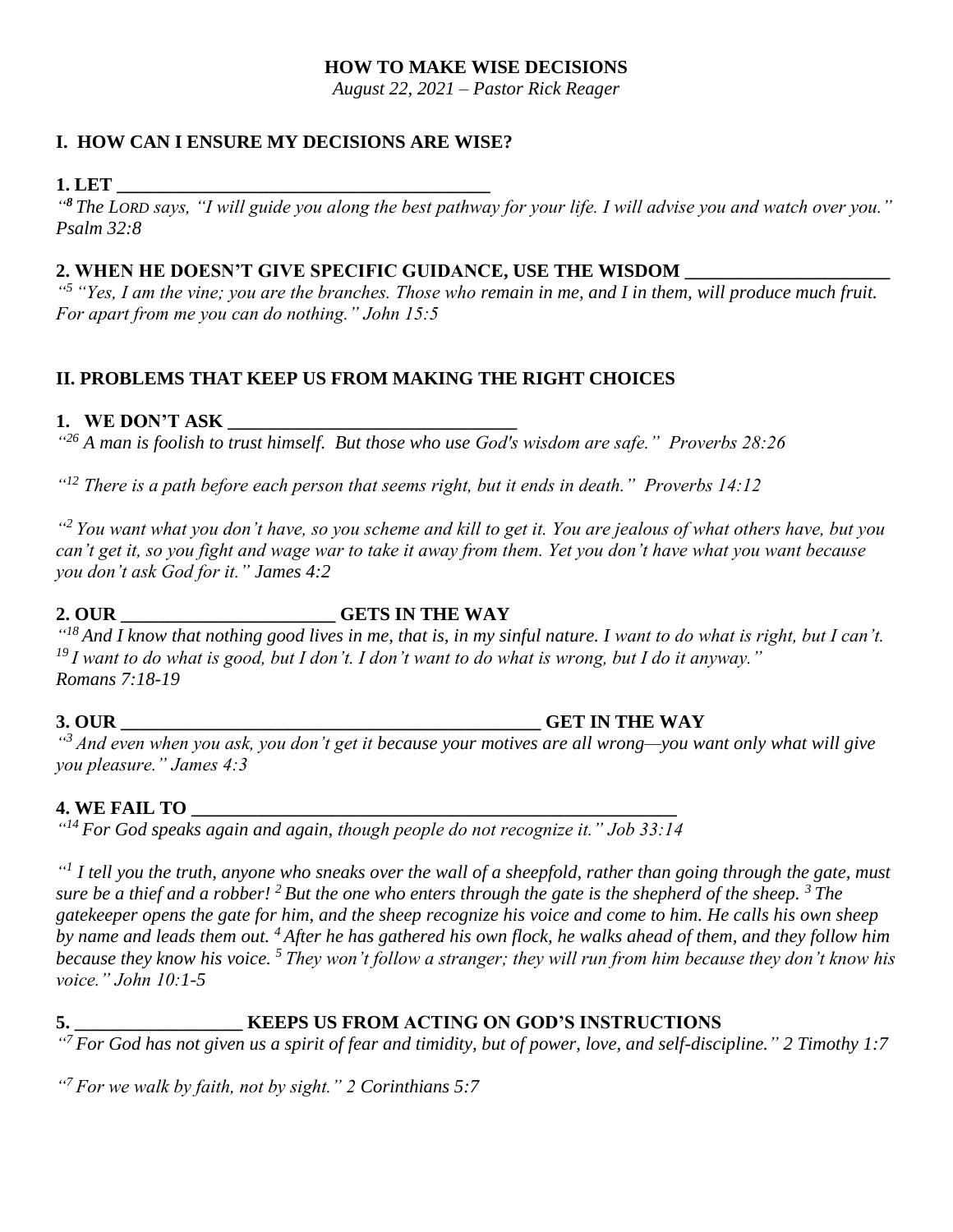# HOW TO MAKE WISE DECISIONS

*August 22, 2021 – Pastor Rick Reager*

## I. HOW CAN I ENSURE MY DECISIONS ARE WISE?

**1. LET ________________________________________**

*"[8] The LORD says, "I will guide you along the best pathway for your life. I will advise you and watch over you." **Psalm 32:8***

**2. WHEN HE DOESN'T GIVE SPECIFIC GUIDANCE, USE THE WISDOM ______________________**

*"[5] "Yes, I am the vine; you are the branches. Those who remain in me, and I in them, will produce much fruit. For apart from me you can do nothing." John 15:5*

## II. PROBLEMS THAT KEEP US FROM MAKING THE RIGHT CHOICES

**1. WE DON'T ASK ______________________________**

*"[26] A man is foolish to trust himself. But those who use God's wisdom are safe." Proverbs 28:26*

*"[12] There is a path before each person that seems right, but it ends in death." Proverbs 14:12*

*"[2] You want what you don't have, so you scheme and kill to get it. You are jealous of what others have, but you can't get it, so you fight and wage war to take it away from them. Yet you don't have what you want because you don't ask God for it." **James 4:2***

**2. OUR ______________________ GETS IN THE WAY**

*"[18] And I know that nothing good lives in me, that is, in my sinful nature. I want to do what is right, but I can't. [19] I want to do what is good, but I don't. I don't want to do what is wrong, but I do it anyway." **Romans 7:18-19***

**3. OUR ______________________________________________ GET IN THE WAY**

*"[3] And even when you ask, you don't get it because your motives are all wrong—you want only what will give you pleasure." James 4:3*

**4. WE FAIL TO ____________________________________________________**

*"[14] For God speaks again and again, though people do not recognize it." Job 33:14*

*"[1] I tell you the truth, anyone who sneaks over the wall of a sheepfold, rather than going through the gate, must sure be a thief and a robber! [2] But the one who enters through the gate is the shepherd of the sheep. [3] The gatekeeper opens the gate for him, and the sheep recognize his voice and come to him. He calls his own sheep by name and leads them out. [4] After he has gathered his own flock, he walks ahead of them, and they follow him because they know his voice. [5] They won't follow a stranger; they will run from him because they don't know his voice." John 10:1-5*

**5. _________________ KEEPS US FROM ACTING ON GOD'S INSTRUCTIONS**

*"[7] For God has not given us a spirit of fear and timidity, but of power, love, and self-discipline." 2 Timothy 1:7*

*"[7] For we walk by faith, not by sight." 2 Corinthians 5:7*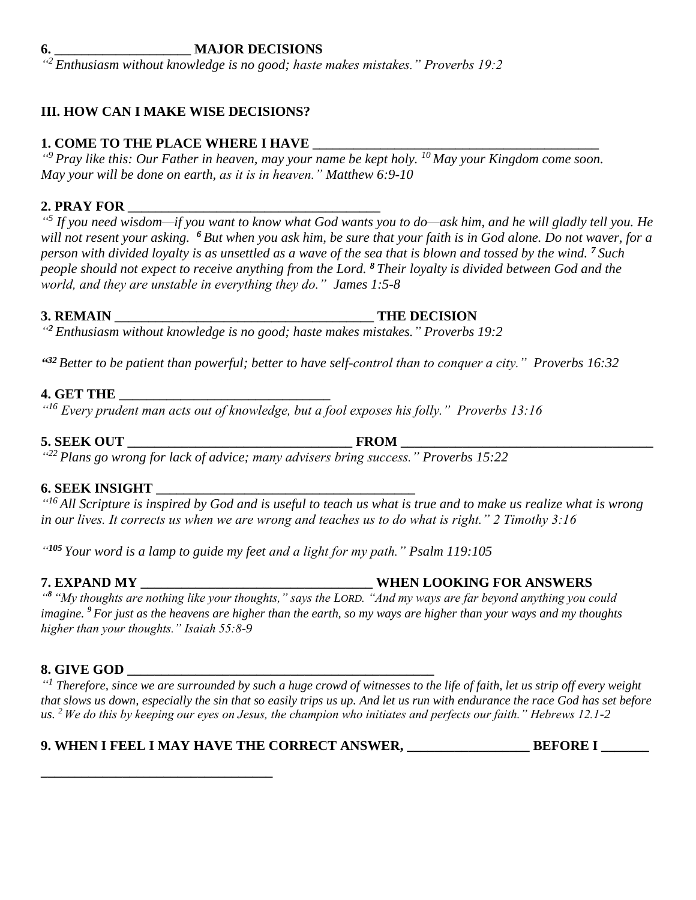**6. ____________________ MAJOR DECISIONS**

*"[2] Enthusiasm without knowledge is no good; haste makes mistakes." Proverbs 19:2*

**III. HOW CAN I MAKE WISE DECISIONS?**

**1. COME TO THE PLACE WHERE I HAVE ____________________________________________**

*"[9] Pray like this: Our Father in heaven, may your name be kept holy. [10] May your Kingdom come soon. May your will be done on earth, as it is in heaven." Matthew 6:9-10*

**2. PRAY FOR ______________________________________**

*"[5] If you need wisdom—if you want to know what God wants you to do—ask him, and he will gladly tell you. He will not resent your asking. [6] But when you ask him, be sure that your faith is in God alone. Do not waver, for a person with divided loyalty is as unsettled as a wave of the sea that is blown and tossed by the wind. [7] Such people should not expect to receive anything from the Lord. [8] Their loyalty is divided between God and the world, and they are unstable in everything they do." James 1:5-8*

**3. REMAIN _______________________________________ THE DECISION**

*"[2] Enthusiasm without knowledge is no good; haste makes mistakes." Proverbs 19:2*

*"[32] Better to be patient than powerful; better to have self-control than to conquer a city." Proverbs 16:32*

**4. GET THE ________________________________**

*"[16] Every prudent man acts out of knowledge, but a fool exposes his folly." Proverbs 13:16*

**5. SEEK OUT _________________________________ FROM ______________________________________**

*"[22] Plans go wrong for lack of advice; many advisers bring success." Proverbs 15:22*

**6. SEEK INSIGHT ______________________________________**

*"[16] All Scripture is inspired by God and is useful to teach us what is true and to make us realize what is wrong in our lives. It corrects us when we are wrong and teaches us to do what is right." 2 Timothy 3:16*

*"[105] Your word is a lamp to guide my feet and a light for my path." Psalm 119:105*

**7. EXPAND MY ___________________________________ WHEN LOOKING FOR ANSWERS**

*"[8] "My thoughts are nothing like your thoughts," says the LORD. "And my ways are far beyond anything you could imagine. [9] For just as the heavens are higher than the earth, so my ways are higher than your ways and my thoughts higher than your thoughts." Isaiah 55:8-9*

**8. GIVE GOD ______________________________________________**

*"[1] Therefore, since we are surrounded by such a huge crowd of witnesses to the life of faith, let us strip off every weight that slows us down, especially the sin that so easily trips us up. And let us run with endurance the race God has set before us. [2] We do this by keeping our eyes on Jesus, the champion who initiates and perfects our faith." Hebrews 12.1-2*

**9. WHEN I FEEL I MAY HAVE THE CORRECT ANSWER, __________________ BEFORE I _______ ___________________________________**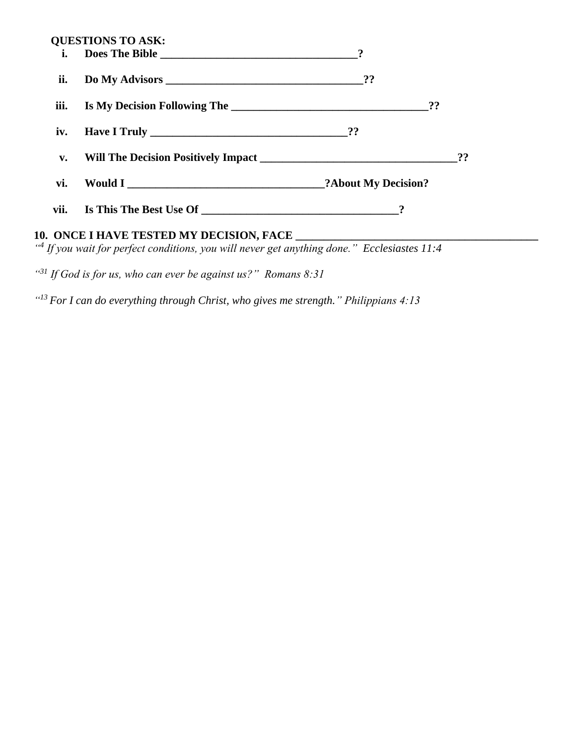**QUESTIONS TO ASK:**

i. **Does The Bible ___________________________________?**

ii. **Do My Advisors ___________________________________??**

iii. **Is My Decision Following The ___________________________________??**

iv. **Have I Truly ___________________________________??**

v. **Will The Decision Positively Impact ___________________________________??**

vi. **Would I ___________________________________?About My Decision?**

vii. **Is This The Best Use Of ___________________________________?**

**10. ONCE I HAVE TESTED MY DECISION, FACE _____________________________________________**

*"[4] If you wait for perfect conditions, you will never get anything done." Ecclesiastes 11:4*

*"[31] If God is for us, who can ever be against us?" Romans 8:31*

*"[13] For I can do everything through Christ, who gives me strength." Philippians 4:13*